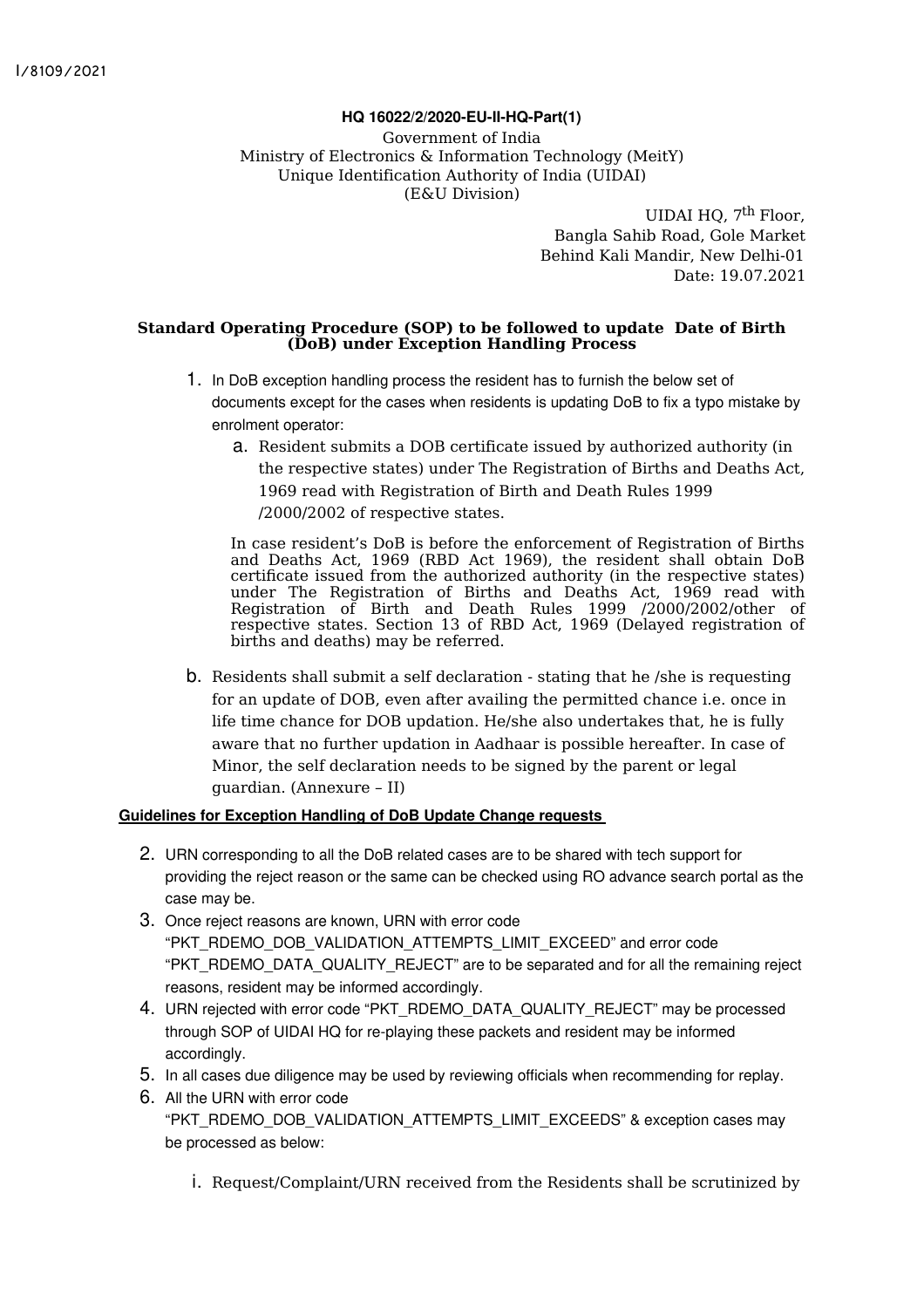I/8109/2021

**HQ 16022/2/2020-EU-II-HQ-Part(1)**

Government of India
Ministry of Electronics & Information Technology (MeitY)
Unique Identification Authority of India (UIDAI)
(E&U Division)

UIDAI HQ, 7th Floor,
Bangla Sahib Road, Gole Market
Behind Kali Mandir, New Delhi-01
Date: 19.07.2021

**Standard Operating Procedure (SOP) to be followed to update Date of Birth (DoB) under Exception Handling Process**

1. In DoB exception handling process the resident has to furnish the below set of documents except for the cases when residents is updating DoB to fix a typo mistake by enrolment operator:

   a. Resident submits a DOB certificate issued by authorized authority (in the respective states) under The Registration of Births and Deaths Act, 1969 read with Registration of Birth and Death Rules 1999 /2000/2002 of respective states.

   In case resident's DoB is before the enforcement of Registration of Births and Deaths Act, 1969 (RBD Act 1969), the resident shall obtain DoB certificate issued from the authorized authority (in the respective states) under The Registration of Births and Deaths Act, 1969 read with Registration of Birth and Death Rules 1999 /2000/2002/other of respective states. Section 13 of RBD Act, 1969 (Delayed registration of births and deaths) may be referred.

   b. Residents shall submit a self declaration - stating that he /she is requesting for an update of DOB, even after availing the permitted chance i.e. once in life time chance for DOB updation. He/she also undertakes that, he is fully aware that no further updation in Aadhaar is possible hereafter. In case of Minor, the self declaration needs to be signed by the parent or legal guardian. (Annexure – II)

**Guidelines for Exception Handling of DoB Update Change requests**

2. URN corresponding to all the DoB related cases are to be shared with tech support for providing the reject reason or the same can be checked using RO advance search portal as the case may be.
3. Once reject reasons are known, URN with error code "PKT_RDEMO_DOB_VALIDATION_ATTEMPTS_LIMIT_EXCEED" and error code "PKT_RDEMO_DATA_QUALITY_REJECT" are to be separated and for all the remaining reject reasons, resident may be informed accordingly.
4. URN rejected with error code "PKT_RDEMO_DATA_QUALITY_REJECT" may be processed through SOP of UIDAI HQ for re-playing these packets and resident may be informed accordingly.
5. In all cases due diligence may be used by reviewing officials when recommending for replay.
6. All the URN with error code "PKT_RDEMO_DOB_VALIDATION_ATTEMPTS_LIMIT_EXCEEDS" & exception cases may be processed as below:

   i. Request/Complaint/URN received from the Residents shall be scrutinized by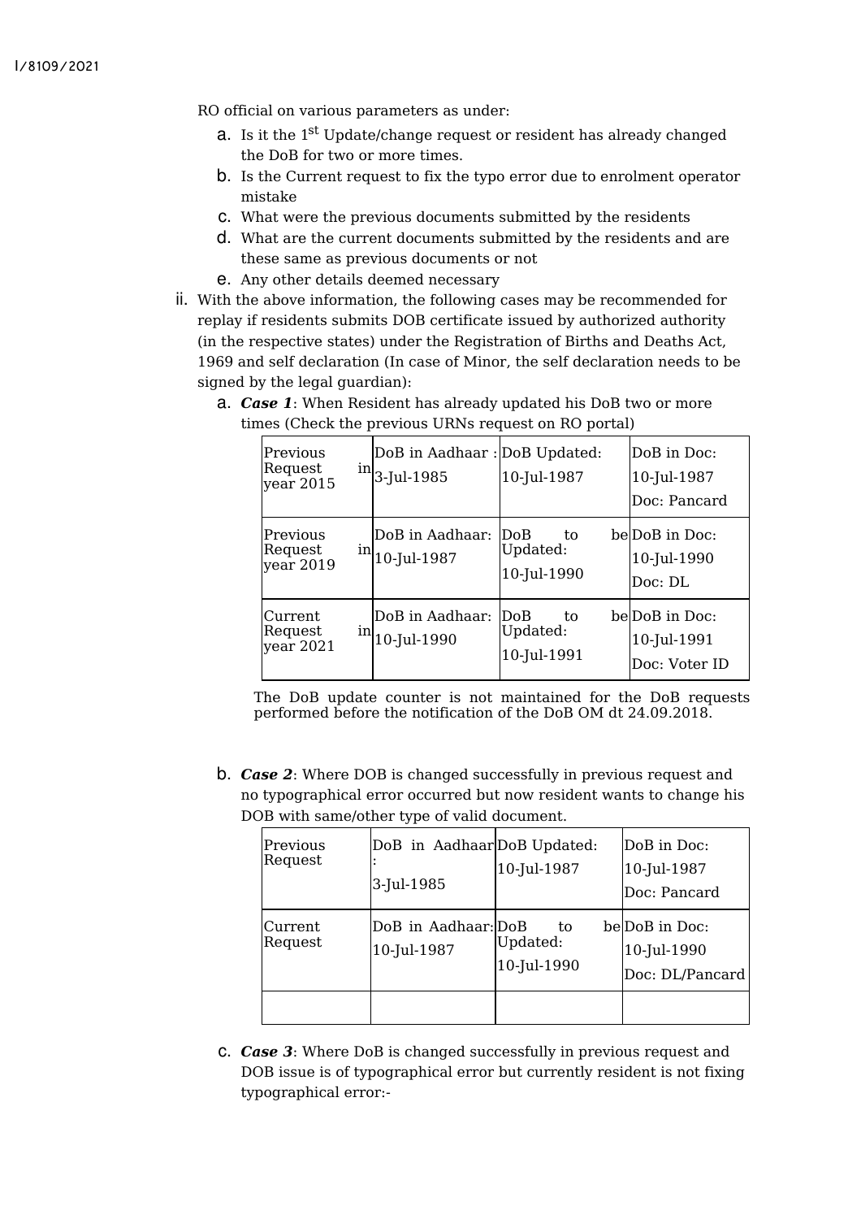RO official on various parameters as under:

a. Is it the 1st Update/change request or resident has already changed the DoB for two or more times.
b. Is the Current request to fix the typo error due to enrolment operator mistake
c. What were the previous documents submitted by the residents
d. What are the current documents submitted by the residents and are these same as previous documents or not
e. Any other details deemed necessary

ii. With the above information, the following cases may be recommended for replay if residents submits DOB certificate issued by authorized authority (in the respective states) under the Registration of Births and Deaths Act, 1969 and self declaration (In case of Minor, the self declaration needs to be signed by the legal guardian):

a. ***Case 1***: When Resident has already updated his DoB two or more times (Check the previous URNs request on RO portal)

| | | | |
|---|---|---|---|
| Previous Request in year 2015 | DoB in Aadhaar : 3-Jul-1985 | DoB Updated: 10-Jul-1987 | DoB in Doc: 10-Jul-1987 Doc: Pancard |
| Previous Request in year 2019 | DoB in Aadhaar: 10-Jul-1987 | DoB to be Updated: 10-Jul-1990 | DoB in Doc: 10-Jul-1990 Doc: DL |
| Current Request in year 2021 | DoB in Aadhaar: 10-Jul-1990 | DoB to be Updated: 10-Jul-1991 | DoB in Doc: 10-Jul-1991 Doc: Voter ID |

The DoB update counter is not maintained for the DoB requests performed before the notification of the DoB OM dt 24.09.2018.

b. ***Case 2***: Where DOB is changed successfully in previous request and no typographical error occurred but now resident wants to change his DOB with same/other type of valid document.

| | | | |
|---|---|---|---|
| Previous Request | DoB in Aadhaar : 3-Jul-1985 | DoB Updated: 10-Jul-1987 | DoB in Doc: 10-Jul-1987 Doc: Pancard |
| Current Request | DoB in Aadhaar: 10-Jul-1987 | DoB to be Updated: 10-Jul-1990 | DoB in Doc: 10-Jul-1990 Doc: DL/Pancard |
| | | | |

c. ***Case 3***: Where DoB is changed successfully in previous request and DOB issue is of typographical error but currently resident is not fixing typographical error:-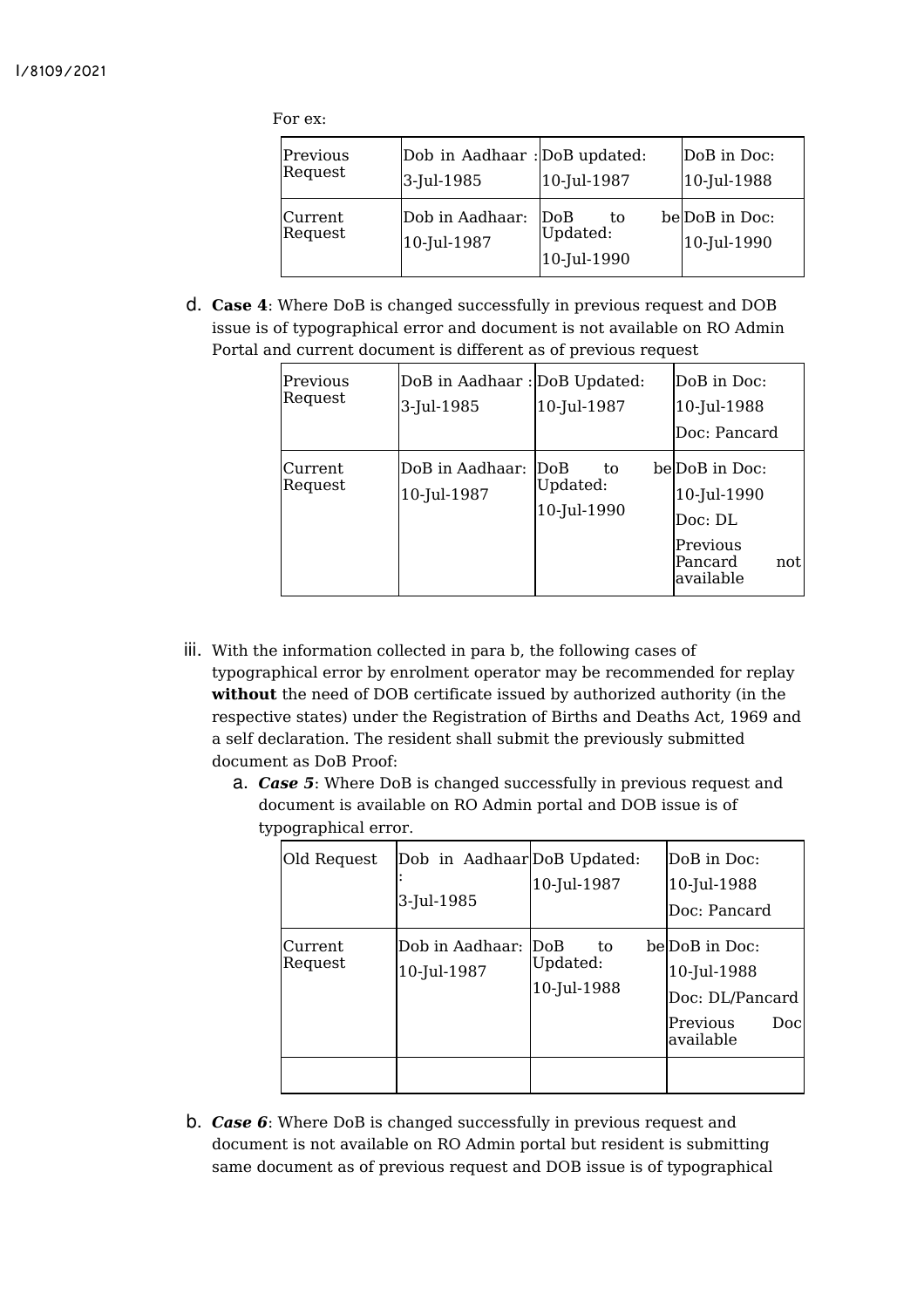For ex:

| Previous Request | Dob in Aadhaar : 3-Jul-1985 | DoB updated: 10-Jul-1987 | DoB in Doc: 10-Jul-1988 |
|---|---|---|---|
| Current Request | Dob in Aadhaar: 10-Jul-1987 | DoB to be Updated: 10-Jul-1990 | DoB in Doc: 10-Jul-1990 |

d. **Case 4**: Where DoB is changed successfully in previous request and DOB issue is of typographical error and document is not available on RO Admin Portal and current document is different as of previous request

| Previous Request | DoB in Aadhaar : 3-Jul-1985 | DoB Updated: 10-Jul-1987 | DoB in Doc: 10-Jul-1988 Doc: Pancard |
|---|---|---|---|
| Current Request | DoB in Aadhaar: 10-Jul-1987 | DoB to be Updated: 10-Jul-1990 | DoB in Doc: 10-Jul-1990 Doc: DL Previous Pancard not available |

iii. With the information collected in para b, the following cases of typographical error by enrolment operator may be recommended for replay **without** the need of DOB certificate issued by authorized authority (in the respective states) under the Registration of Births and Deaths Act, 1969 and a self declaration. The resident shall submit the previously submitted document as DoB Proof:

a. ***Case 5***: Where DoB is changed successfully in previous request and document is available on RO Admin portal and DOB issue is of typographical error.

| Old Request | Dob in Aadhaar : 3-Jul-1985 | DoB Updated: 10-Jul-1987 | DoB in Doc: 10-Jul-1988 Doc: Pancard |
|---|---|---|---|
| Current Request | Dob in Aadhaar: 10-Jul-1987 | DoB to be Updated: 10-Jul-1988 | DoB in Doc: 10-Jul-1988 Doc: DL/Pancard Previous Doc available |
| | | | |

b. ***Case 6***: Where DoB is changed successfully in previous request and document is not available on RO Admin portal but resident is submitting same document as of previous request and DOB issue is of typographical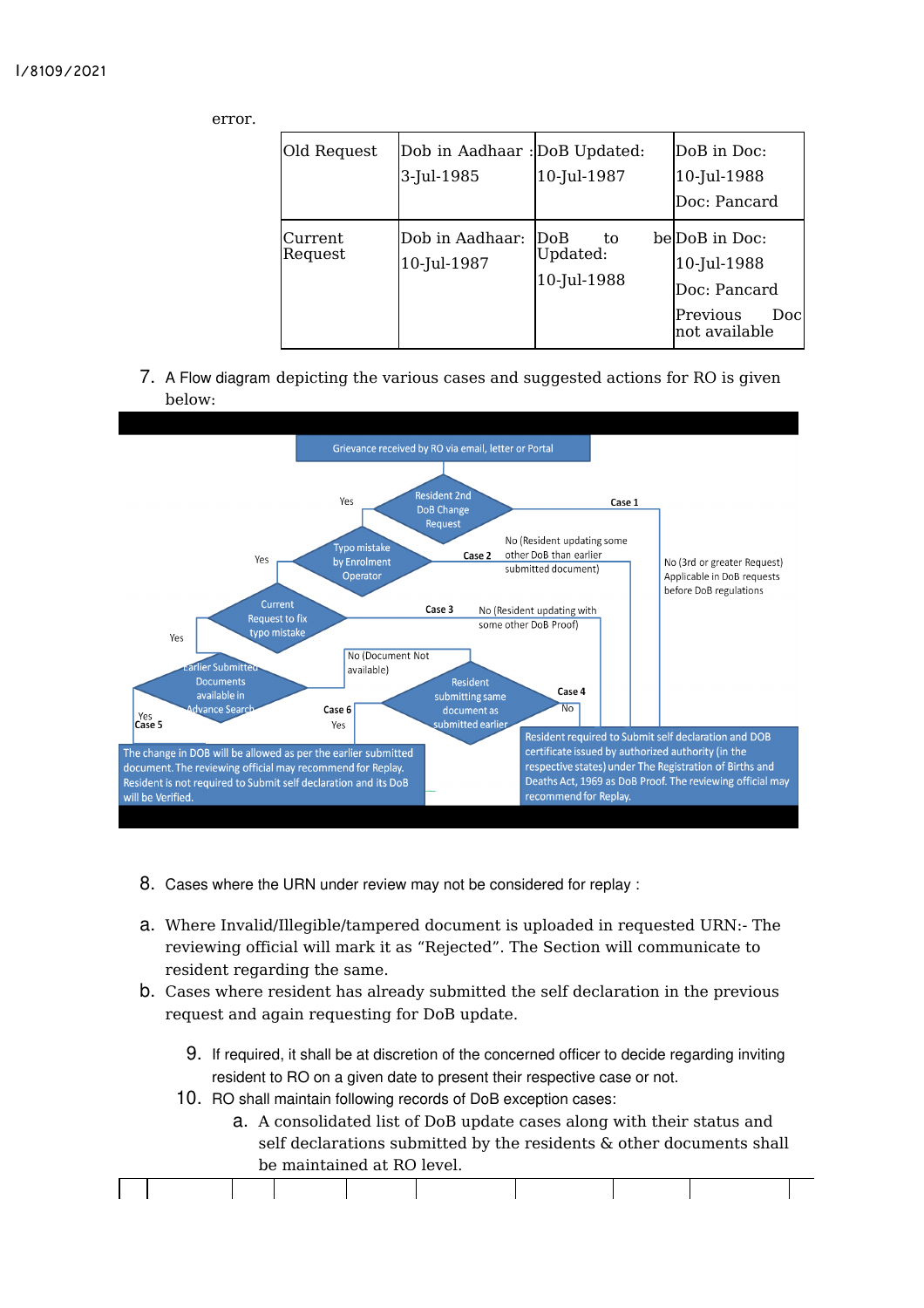error.

| Old Request | Dob in Aadhaar : 3-Jul-1985 | DoB Updated: 10-Jul-1987 | DoB in Doc: 10-Jul-1988 Doc: Pancard |
|---|---|---|---|
| Current Request | Dob in Aadhaar: 10-Jul-1987 | DoB to be Updated: 10-Jul-1988 | DoB in Doc: 10-Jul-1988 Doc: Pancard Previous Doc not available |

7. A Flow diagram depicting the various cases and suggested actions for RO is given below:

Grievance received by RO via email, letter or Portal

Resident 2nd DoB Change Request — Yes / Case 1: No (3rd or greater Request) Applicable in DoB requests before DoB regulations

Typo mistake by Enrolment Operator — Yes / Case 2: No (Resident updating some other DoB than earlier submitted document)

Current Request to fix typo mistake — Yes / Case 3: No (Resident updating with some other DoB Proof)

Earlier Submitted Documents available in Advance Search — Yes (Case 5) / No (Document Not available)

Resident submitting same document as submitted earlier — Case 6: Yes / Case 4: No

The change in DOB will be allowed as per the earlier submitted document. The reviewing official may recommend for Replay. Resident is not required to Submit self declaration and its DoB will be Verified.

Resident required to Submit self declaration and DOB certificate issued by authorized authority (in the respective states) under The Registration of Births and Deaths Act, 1969 as DoB Proof. The reviewing official may recommend for Replay.

8. Cases where the URN under review may not be considered for replay :

a. Where Invalid/Illegible/tampered document is uploaded in requested URN:- The reviewing official will mark it as “Rejected”. The Section will communicate to resident regarding the same.

b. Cases where resident has already submitted the self declaration in the previous request and again requesting for DoB update.

9. If required, it shall be at discretion of the concerned officer to decide regarding inviting resident to RO on a given date to present their respective case or not.

10. RO shall maintain following records of DoB exception cases:

    a. A consolidated list of DoB update cases along with their status and self declarations submitted by the residents & other documents shall be maintained at RO level.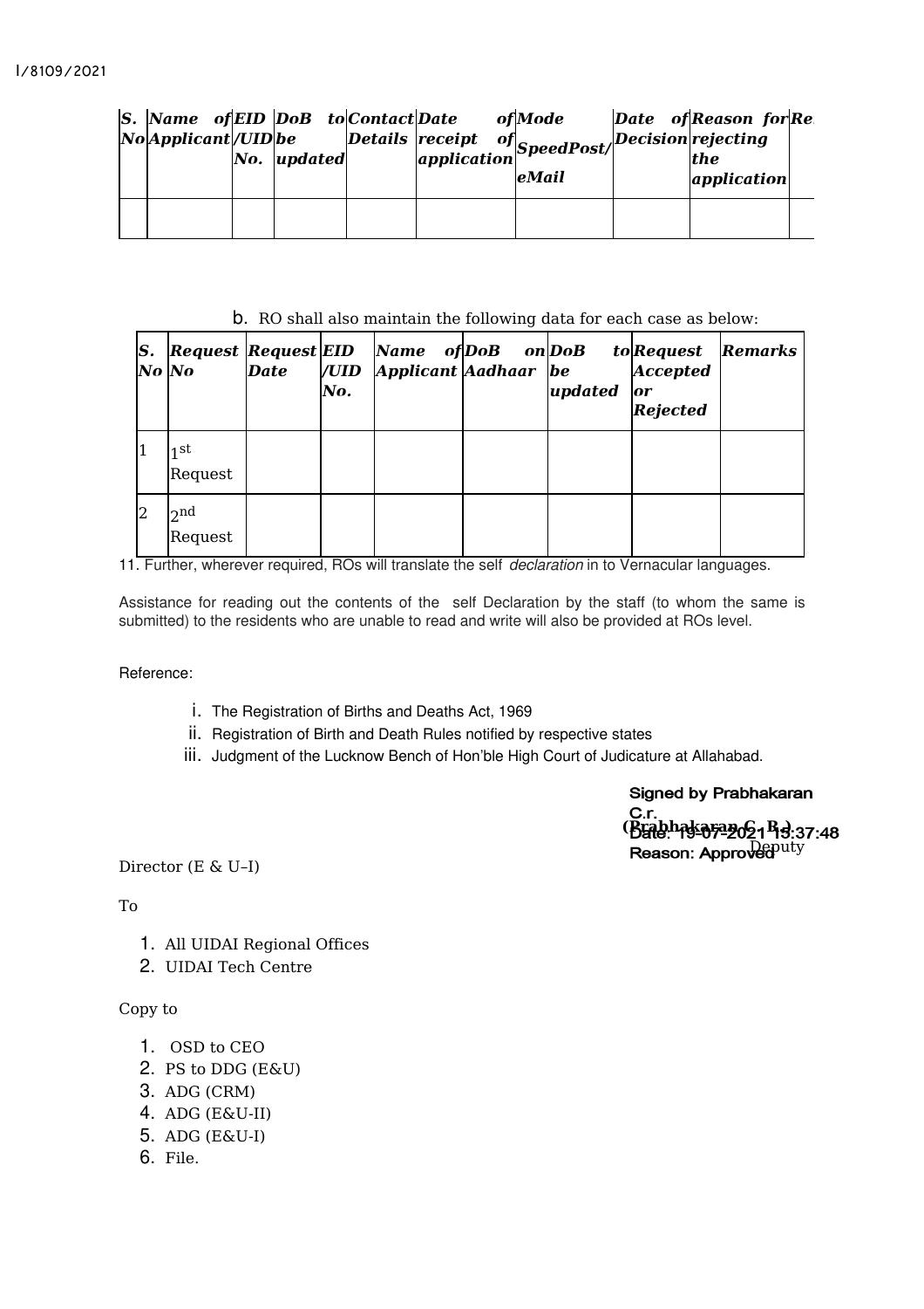I/8109/2021

| S. No | Name of Applicant | EID /UID No. | DoB to be updated | Contact Details | Date of receipt of application | Mode SpeedPost/ eMail | Date of Decision | Reason for rejecting the application | Re |
|---|---|---|---|---|---|---|---|---|---|
| | | | | | | | | | |

b. RO shall also maintain the following data for each case as below:

| S. No | Request No | Request Date | EID /UID No. | Name of Applicant | DoB on Aadhaar | DoB to be updated | Request Accepted or Rejected | Remarks |
|---|---|---|---|---|---|---|---|---|
| 1 | 1st Request | | | | | | | |
| 2 | 2nd Request | | | | | | | |

11. Further, wherever required, ROs will translate the self *declaration* in to Vernacular languages.

Assistance for reading out the contents of the self Declaration by the staff (to whom the same is submitted) to the residents who are unable to read and write will also be provided at ROs level.

Reference:

i. The Registration of Births and Deaths Act, 1969
ii. Registration of Birth and Death Rules notified by respective states
iii. Judgment of the Lucknow Bench of Hon'ble High Court of Judicature at Allahabad.

Signed by Prabhakaran C.r.
Date: 19-07-2021 15:37:48
Reason: Approved

(Prabhakaran C. R.)
Deputy Director (E & U–I)

To

1. All UIDAI Regional Offices
2. UIDAI Tech Centre

Copy to

1. OSD to CEO
2. PS to DDG (E&U)
3. ADG (CRM)
4. ADG (E&U-II)
5. ADG (E&U-I)
6. File.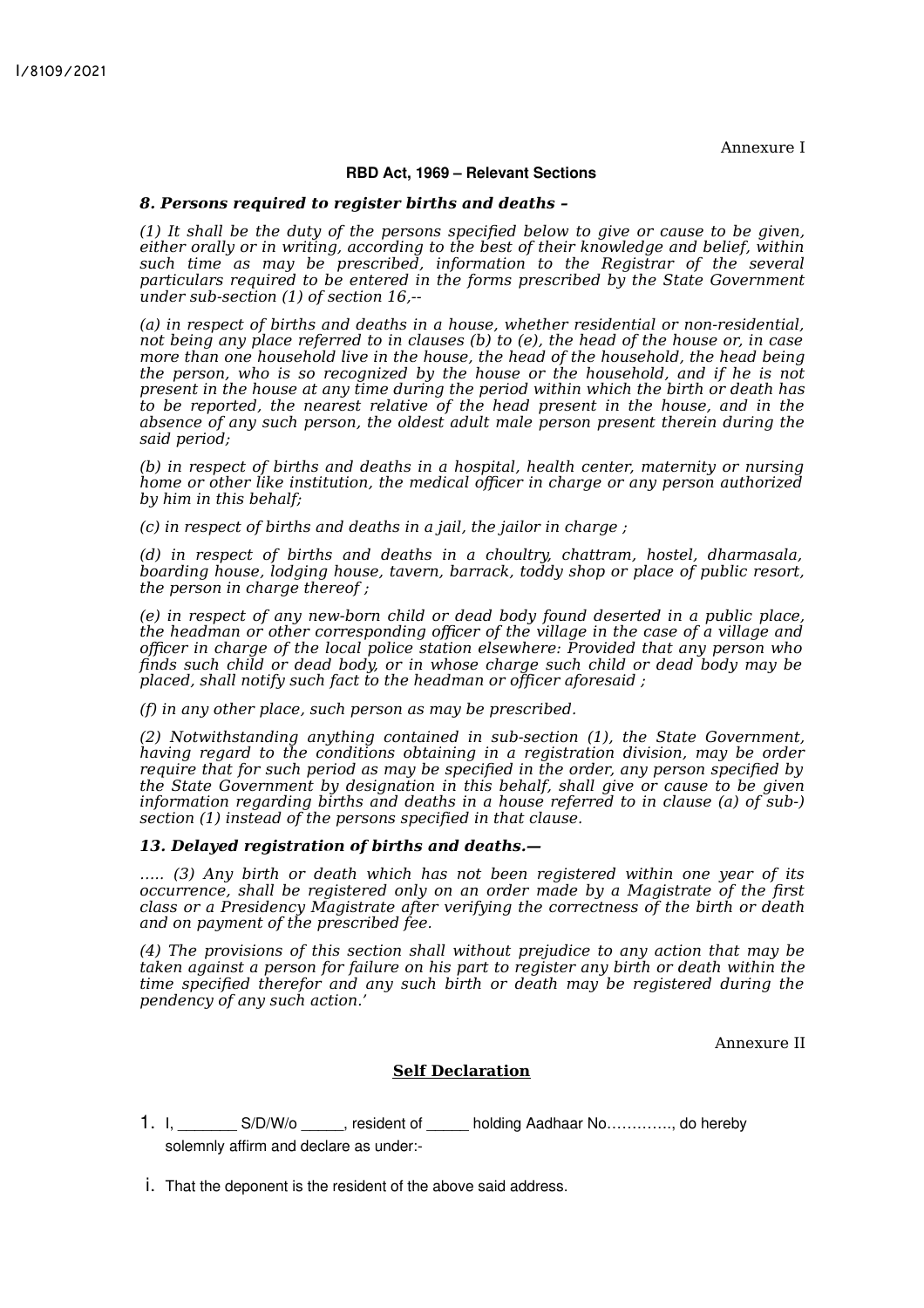I/8109/2021

Annexure I

**RBD Act, 1969 – Relevant Sections**

***8. Persons required to register births and deaths –***

*(1) It shall be the duty of the persons specified below to give or cause to be given, either orally or in writing, according to the best of their knowledge and belief, within such time as may be prescribed, information to the Registrar of the several particulars required to be entered in the forms prescribed by the State Government under sub-section (1) of section 16,--*

*(a) in respect of births and deaths in a house, whether residential or non-residential, not being any place referred to in clauses (b) to (e), the head of the house or, in case more than one household live in the house, the head of the household, the head being the person, who is so recognized by the house or the household, and if he is not present in the house at any time during the period within which the birth or death has to be reported, the nearest relative of the head present in the house, and in the absence of any such person, the oldest adult male person present therein during the said period;*

*(b) in respect of births and deaths in a hospital, health center, maternity or nursing home or other like institution, the medical officer in charge or any person authorized by him in this behalf;*

*(c) in respect of births and deaths in a jail, the jailor in charge ;*

*(d) in respect of births and deaths in a choultry, chattram, hostel, dharmasala, boarding house, lodging house, tavern, barrack, toddy shop or place of public resort, the person in charge thereof ;*

*(e) in respect of any new-born child or dead body found deserted in a public place, the headman or other corresponding officer of the village in the case of a village and officer in charge of the local police station elsewhere: Provided that any person who finds such child or dead body, or in whose charge such child or dead body may be placed, shall notify such fact to the headman or officer aforesaid ;*

*(f) in any other place, such person as may be prescribed.*

*(2) Notwithstanding anything contained in sub-section (1), the State Government, having regard to the conditions obtaining in a registration division, may be order require that for such period as may be specified in the order, any person specified by the State Government by designation in this behalf, shall give or cause to be given information regarding births and deaths in a house referred to in clause (a) of sub-) section (1) instead of the persons specified in that clause.*

***13. Delayed registration of births and deaths.—***

*..... (3) Any birth or death which has not been registered within one year of its occurrence, shall be registered only on an order made by a Magistrate of the first class or a Presidency Magistrate after verifying the correctness of the birth or death and on payment of the prescribed fee.*

*(4) The provisions of this section shall without prejudice to any action that may be taken against a person for failure on his part to register any birth or death within the time specified therefor and any such birth or death may be registered during the pendency of any such action.'*

Annexure II

**Self Declaration**

1. I, _______ S/D/W/o _____, resident of _____ holding Aadhaar No…………., do hereby solemnly affirm and declare as under:-

i. That the deponent is the resident of the above said address.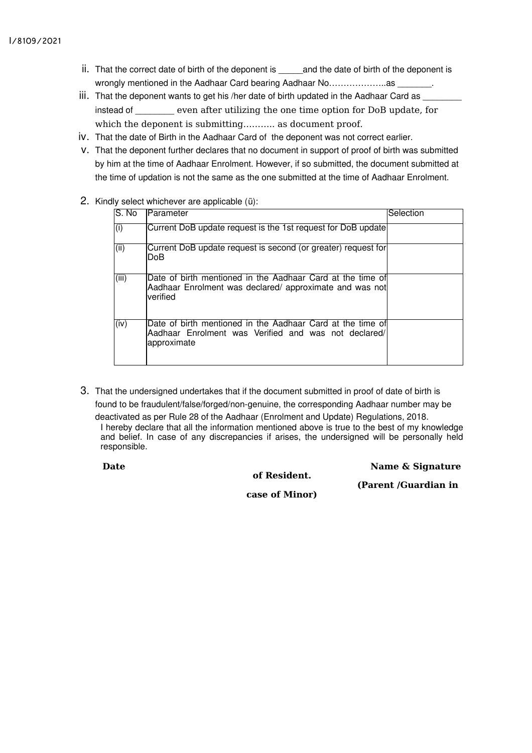I/8109/2021

ii. That the correct date of birth of the deponent is _____and the date of birth of the deponent is wrongly mentioned in the Aadhaar Card bearing Aadhaar No………………..as _______.

iii. That the deponent wants to get his /her date of birth updated in the Aadhaar Card as ________ instead of ________ even after utilizing the one time option for DoB update, for which the deponent is submitting……….. as document proof.

iv. That the date of Birth in the Aadhaar Card of the deponent was not correct earlier.

v. That the deponent further declares that no document in support of proof of birth was submitted by him at the time of Aadhaar Enrolment. However, if so submitted, the document submitted at the time of updation is not the same as the one submitted at the time of Aadhaar Enrolment.

2. Kindly select whichever are applicable (ü):

| S. No | Parameter | Selection |
|---|---|---|
| (i) | Current DoB update request is the 1st request for DoB update | |
| (ii) | Current DoB update request is second (or greater) request for DoB | |
| (iii) | Date of birth mentioned in the Aadhaar Card at the time of Aadhaar Enrolment was declared/ approximate and was not verified | |
| (iv) | Date of birth mentioned in the Aadhaar Card at the time of Aadhaar Enrolment was Verified and was not declared/ approximate | |

3. That the undersigned undertakes that if the document submitted in proof of date of birth is found to be fraudulent/false/forged/non-genuine, the corresponding Aadhaar number may be deactivated as per Rule 28 of the Aadhaar (Enrolment and Update) Regulations, 2018.

I hereby declare that all the information mentioned above is true to the best of my knowledge and belief. In case of any discrepancies if arises, the undersigned will be personally held responsible.

**Date** **Name & Signature of Resident.**

**(Parent /Guardian in case of Minor)**